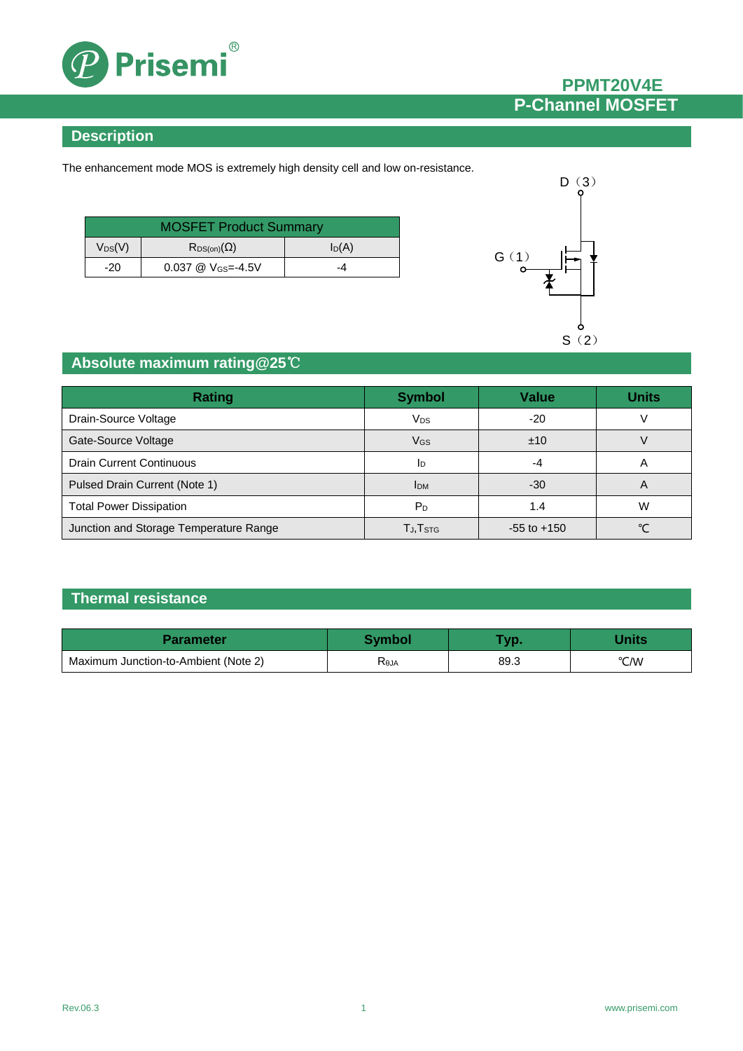# PPMT20V4E

## P-Channel MOSFET

## Description

The enhancement mode MOS is extremely high density cell and low on-resistance.

| MOSFET Product Summary | | |
|---|---|---|
| $V_{DS}$(V) | $R_{DS(on)}$(Ω) | $I_D$(A) |
| -20 | 0.037 @ $V_{GS}$=-4.5V | -4 |

D（3）

G（1）

S（2）

## Absolute maximum rating@25℃

| Rating | Symbol | Value | Units |
|---|---|---|---|
| Drain-Source Voltage | $V_{DS}$ | -20 | V |
| Gate-Source Voltage | $V_{GS}$ | ±10 | V |
| Drain Current Continuous | $I_D$ | -4 | A |
| Pulsed Drain Current (Note 1) | $I_{DM}$ | -30 | A |
| Total Power Dissipation | $P_D$ | 1.4 | W |
| Junction and Storage Temperature Range | $T_J$,$T_{STG}$ | -55 to +150 | ℃ |

## Thermal resistance

| Parameter | Symbol | Typ. | Units |
|---|---|---|---|
| Maximum Junction-to-Ambient (Note 2) | $R_{\theta JA}$ | 89.3 | ℃/W |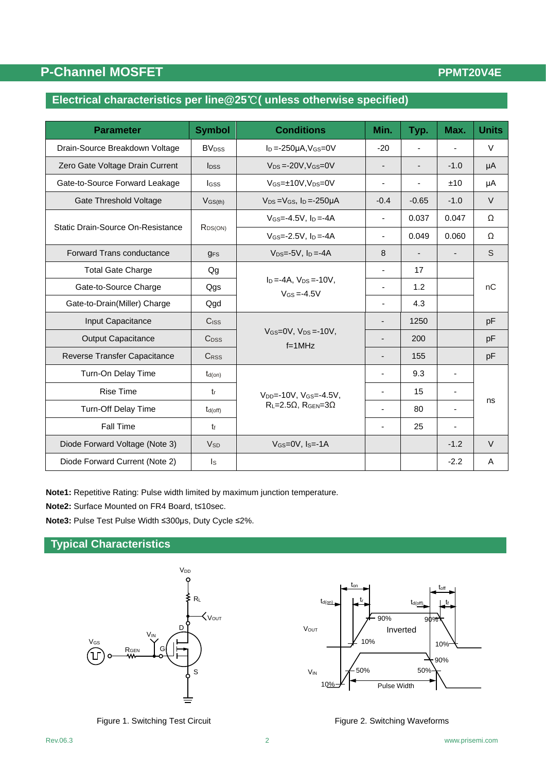## P-Channel MOSFET PPMT20V4E

## Electrical characteristics per line@25℃( unless otherwise specified)

| Parameter | Symbol | Conditions | Min. | Typ. | Max. | Units |
|---|---|---|---|---|---|---|
| Drain-Source Breakdown Voltage | $BV_{DSS}$ | $I_D$=-250μA,$V_{GS}$=0V | -20 | - | - | V |
| Zero Gate Voltage Drain Current | $I_{DSS}$ | $V_{DS}$=-20V,$V_{GS}$=0V | - | - | -1.0 | μA |
| Gate-to-Source Forward Leakage | $I_{GSS}$ | $V_{GS}$=±10V,$V_{DS}$=0V | - | - | ±10 | μA |
| Gate Threshold Voltage | $V_{GS(th)}$ | $V_{DS}$=$V_{GS}$, $I_D$=-250μA | -0.4 | -0.65 | -1.0 | V |
| Static Drain-Source On-Resistance | $R_{DS(ON)}$ | $V_{GS}$=-4.5V, $I_D$=-4A | - | 0.037 | 0.047 | Ω |
| | | $V_{GS}$=-2.5V, $I_D$=-4A | - | 0.049 | 0.060 | Ω |
| Forward Trans conductance | $g_{FS}$ | $V_{DS}$=-5V, $I_D$=-4A | 8 | - | - | S |
| Total Gate Charge | Qg | $I_D$=-4A, $V_{DS}$=-10V, $V_{GS}$=-4.5V | - | 17 | | nC |
| Gate-to-Source Charge | Qgs | | - | 1.2 | | |
| Gate-to-Drain(Miller) Charge | Qgd | | - | 4.3 | | |
| Input Capacitance | $C_{ISS}$ | $V_{GS}$=0V, $V_{DS}$=-10V, f=1MHz | - | 1250 | | pF |
| Output Capacitance | $C_{DSS}$ | | - | 200 | | pF |
| Reverse Transfer Capacitance | $C_{RSS}$ | | - | 155 | | pF |
| Turn-On Delay Time | $t_{d(on)}$ | $V_{DD}$=-10V, $V_{GS}$=-4.5V, $R_L$=2.5Ω, $R_{GEN}$=3Ω | - | 9.3 | - | ns |
| Rise Time | $t_r$ | | - | 15 | - | |
| Turn-Off Delay Time | $t_{d(off)}$ | | - | 80 | - | |
| Fall Time | $t_f$ | | - | 25 | - | |
| Diode Forward Voltage (Note 3) | $V_{SD}$ | $V_{GS}$=0V, $I_S$=-1A | | | -1.2 | V |
| Diode Forward Current (Note 2) | $I_S$ | | | | -2.2 | A |

**Note1:** Repetitive Rating: Pulse width limited by maximum junction temperature.

**Note2:** Surface Mounted on FR4 Board, t≤10sec.

**Note3:** Pulse Test Pulse Width ≤300μs, Duty Cycle ≤2%.

## Typical Characteristics

Figure 1. Switching Test Circuit

Figure 2. Switching Waveforms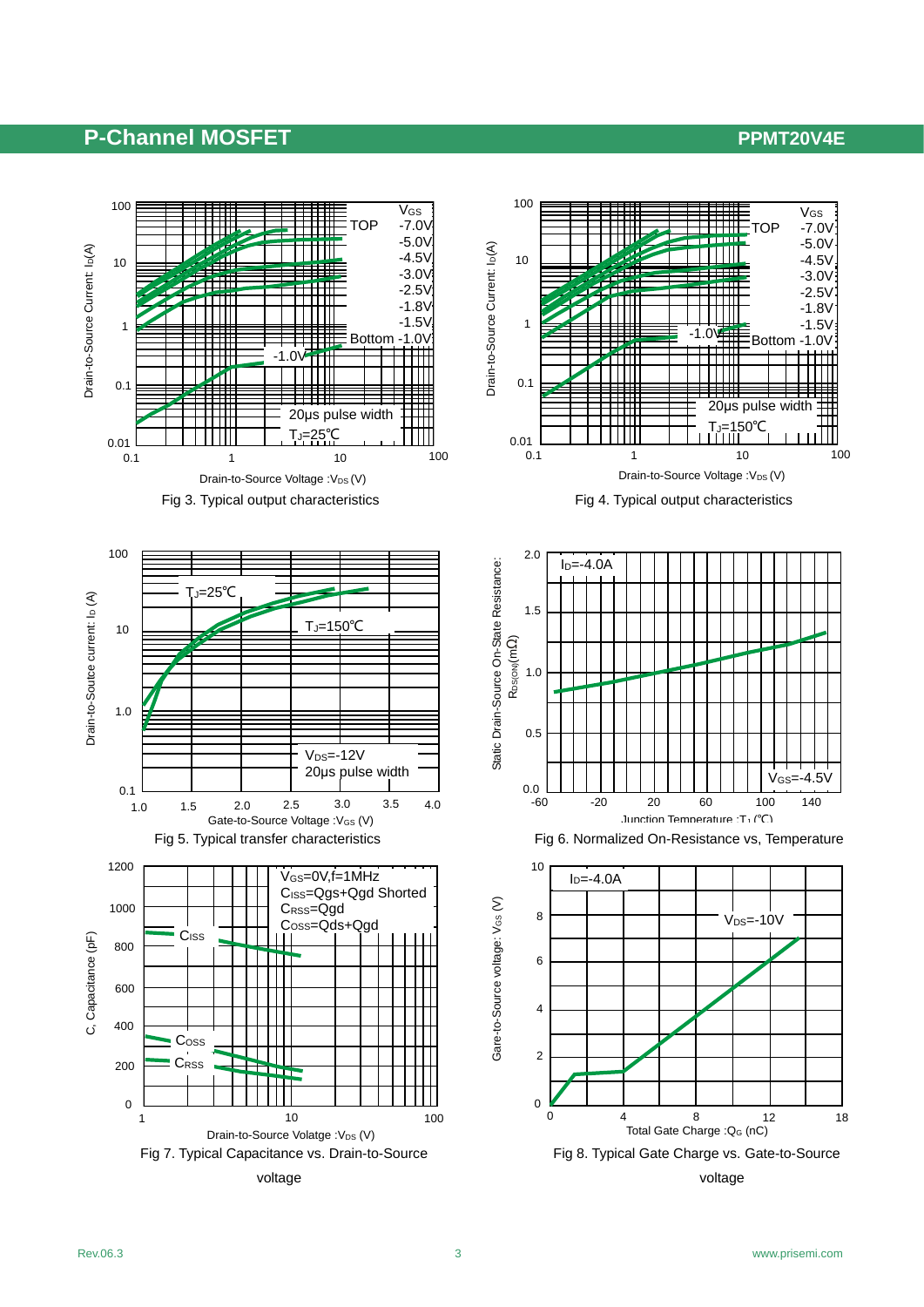Fig 3. Typical output characteristics

Fig 4. Typical output characteristics

Fig 5. Typical transfer characteristics

Fig 6. Normalized On-Resistance vs, Temperature

Fig 7. Typical Capacitance vs. Drain-to-Source voltage

Fig 8. Typical Gate Charge vs. Gate-to-Source voltage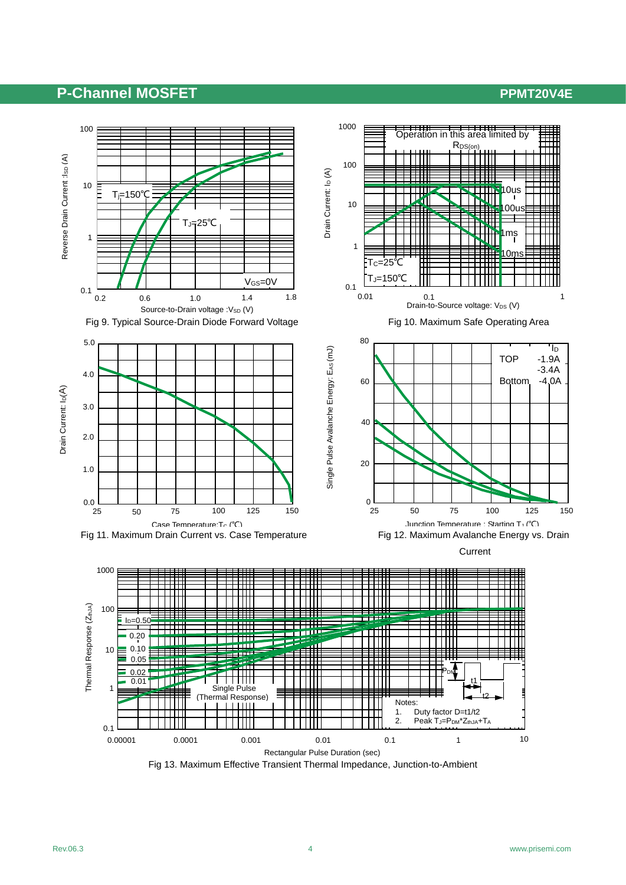Fig 9. Typical Source-Drain Diode Forward Voltage

Fig 10. Maximum Safe Operating Area

Fig 11. Maximum Drain Current vs. Case Temperature

Fig 12. Maximum Avalanche Energy vs. Drain Current

Fig 13. Maximum Effective Transient Thermal Impedance, Junction-to-Ambient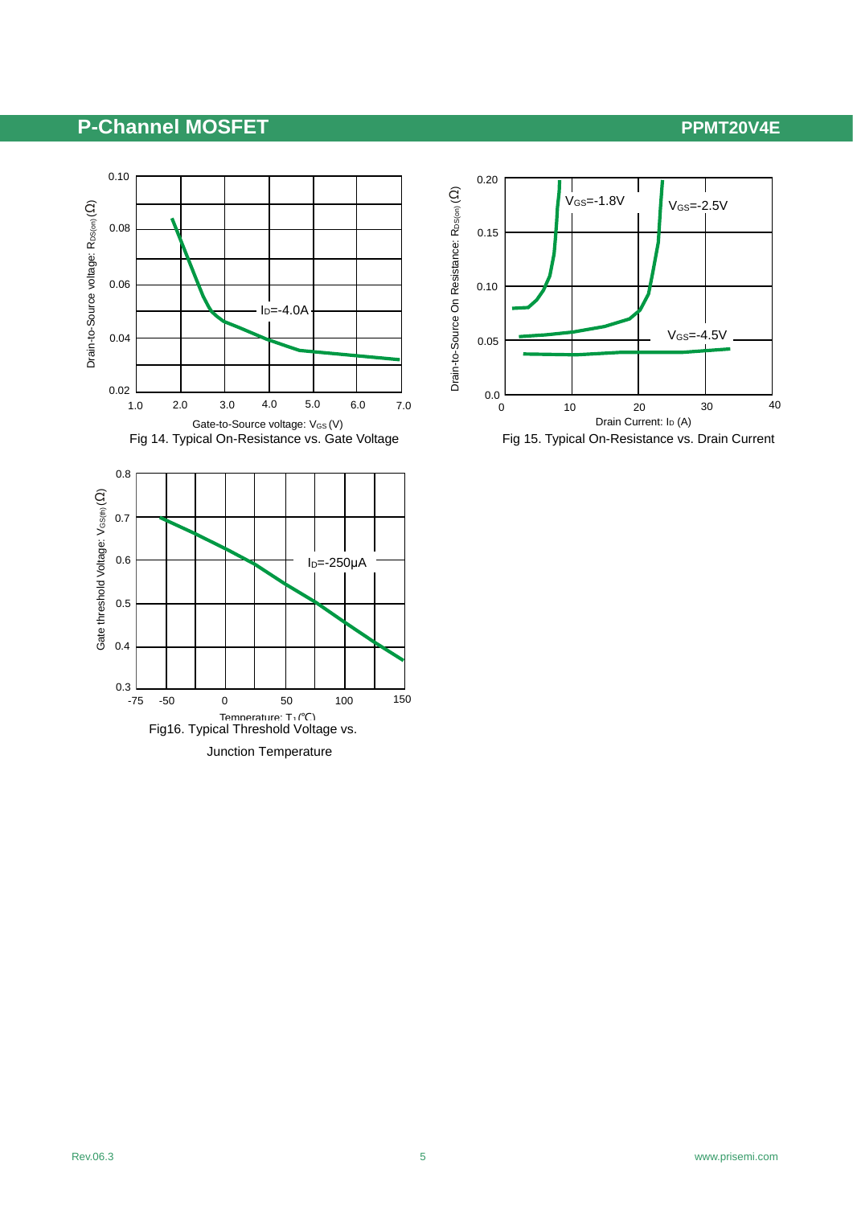Fig 14. Typical On-Resistance vs. Gate Voltage

Fig 15. Typical On-Resistance vs. Drain Current

Fig16. Typical Threshold Voltage vs. Junction Temperature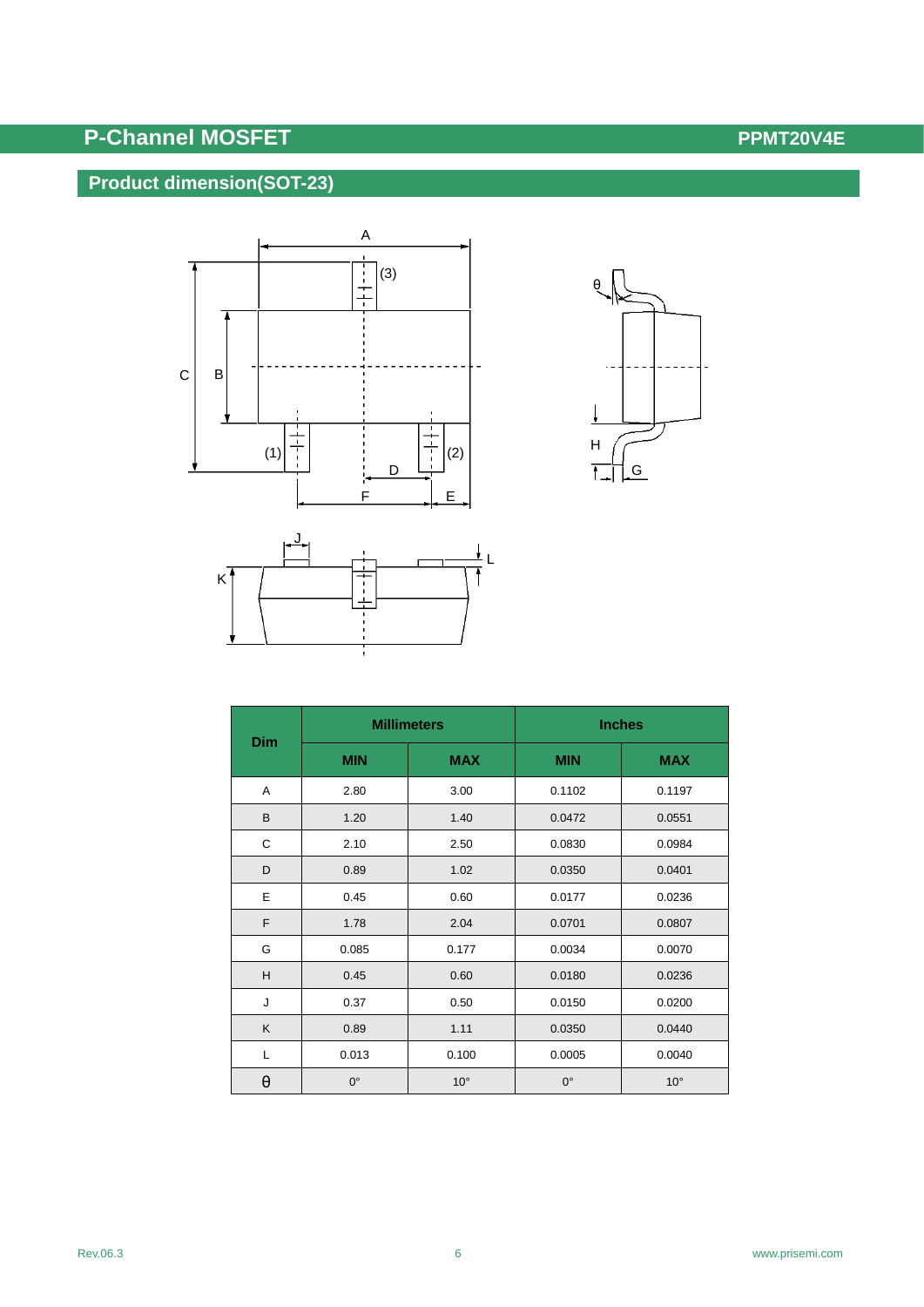## Product dimension(SOT-23)

| Dim | Millimeters | | Inches | |
|---|---|---|---|---|
| | MIN | MAX | MIN | MAX |
| A | 2.80 | 3.00 | 0.1102 | 0.1197 |
| B | 1.20 | 1.40 | 0.0472 | 0.0551 |
| C | 2.10 | 2.50 | 0.0830 | 0.0984 |
| D | 0.89 | 1.02 | 0.0350 | 0.0401 |
| E | 0.45 | 0.60 | 0.0177 | 0.0236 |
| F | 1.78 | 2.04 | 0.0701 | 0.0807 |
| G | 0.085 | 0.177 | 0.0034 | 0.0070 |
| H | 0.45 | 0.60 | 0.0180 | 0.0236 |
| J | 0.37 | 0.50 | 0.0150 | 0.0200 |
| K | 0.89 | 1.11 | 0.0350 | 0.0440 |
| L | 0.013 | 0.100 | 0.0005 | 0.0040 |
| θ | 0° | 10° | 0° | 10° |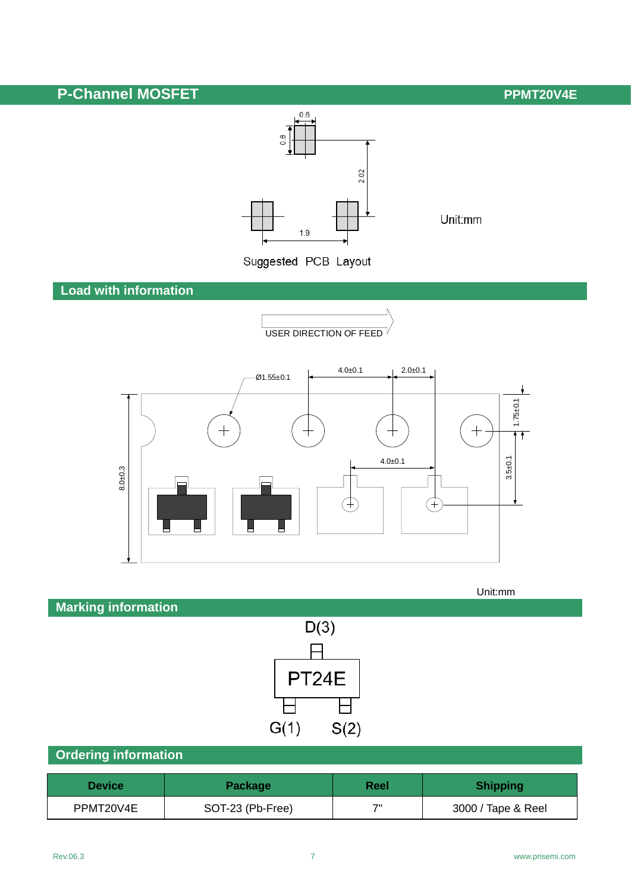## Suggested PCB Layout

Unit:mm

## Load with information

USER DIRECTION OF FEED

Unit:mm

## Marking information

D(3)

PT24E

G(1) S(2)

## Ordering information

| Device | Package | Reel | Shipping |
|---|---|---|---|
| PPMT20V4E | SOT-23 (Pb-Free) | 7" | 3000 / Tape & Reel |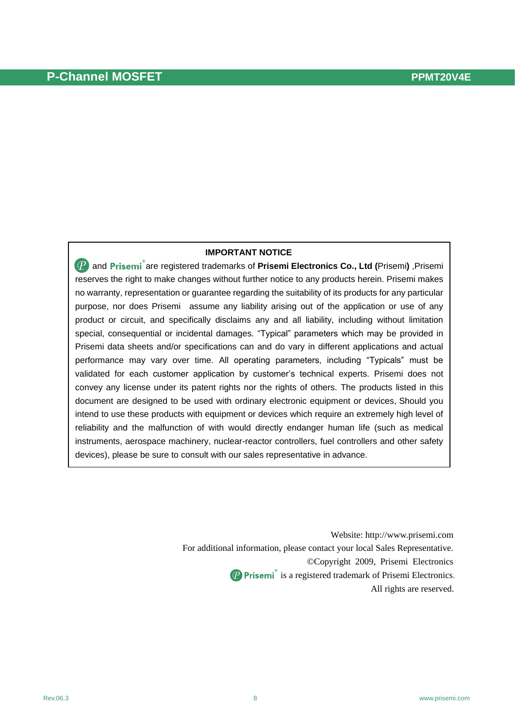**IMPORTANT NOTICE**

and Prisemi are registered trademarks of **Prisemi Electronics Co., Ltd (**Prisemi**)** ,Prisemi reserves the right to make changes without further notice to any products herein. Prisemi makes no warranty, representation or guarantee regarding the suitability of its products for any particular purpose, nor does Prisemi assume any liability arising out of the application or use of any product or circuit, and specifically disclaims any and all liability, including without limitation special, consequential or incidental damages. "Typical" parameters which may be provided in Prisemi data sheets and/or specifications can and do vary in different applications and actual performance may vary over time. All operating parameters, including "Typicals" must be validated for each customer application by customer's technical experts. Prisemi does not convey any license under its patent rights nor the rights of others. The products listed in this document are designed to be used with ordinary electronic equipment or devices, Should you intend to use these products with equipment or devices which require an extremely high level of reliability and the malfunction of with would directly endanger human life (such as medical instruments, aerospace machinery, nuclear-reactor controllers, fuel controllers and other safety devices), please be sure to consult with our sales representative in advance.

Website: http://www.prisemi.com

For additional information, please contact your local Sales Representative.

©Copyright 2009, Prisemi Electronics

Prisemi® is a registered trademark of Prisemi Electronics.

All rights are reserved.